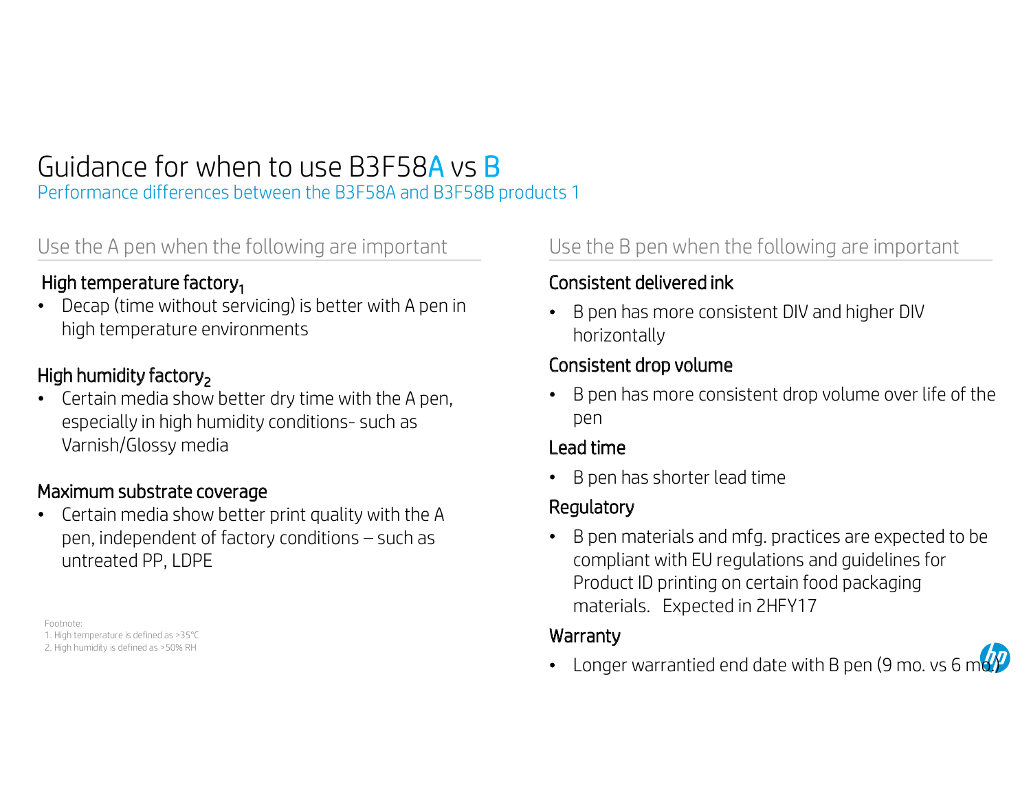# Guidance for when to use B3F58A vs B

Performance differences between the B3F58A and B3F58B products 1

## Use the A pen when the following are important

### High temperature factory[1]

- Decap (time without servicing) is better with A pen in high temperature environments

### High humidity factory[2]

- Certain media show better dry time with the A pen, especially in high humidity conditions- such as Varnish/Glossy media

### Maximum substrate coverage

- Certain media show better print quality with the A pen, independent of factory conditions – such as untreated PP, LDPE

## Use the B pen when the following are important

### Consistent delivered ink

- B pen has more consistent DIV and higher DIV horizontally

### Consistent drop volume

- B pen has more consistent drop volume over life of the pen

### Lead time

- B pen has shorter lead time

### Regulatory

- B pen materials and mfg. practices are expected to be compliant with EU regulations and guidelines for Product ID printing on certain food packaging materials. Expected in 2HFY17

### Warranty

- Longer warrantied end date with B pen (9 mo. vs 6 mo.)

Footnote:
1. High temperature is defined as >35°C
2. High humidity is defined as >50% RH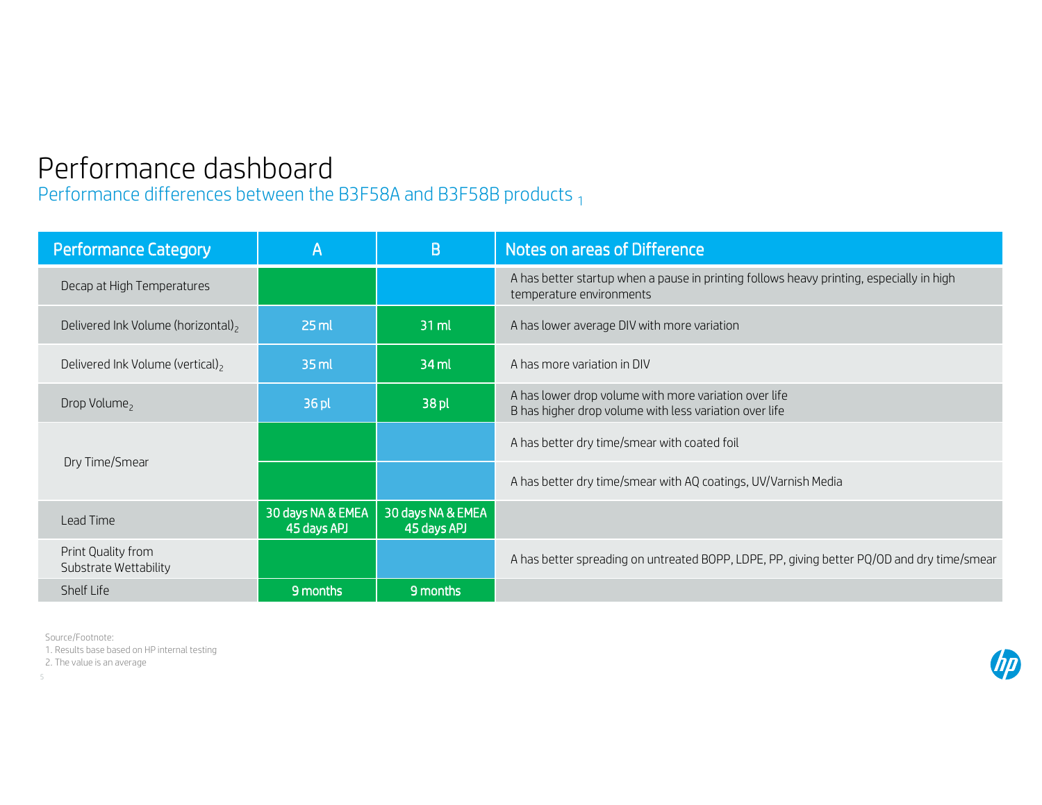# Performance dashboard

## Performance differences between the B3F58A and B3F58B products [1]

| Performance Category | A | B | Notes on areas of Difference |
|---|---|---|---|
| Decap at High Temperatures | | | A has better startup when a pause in printing follows heavy printing, especially in high temperature environments |
| Delivered Ink Volume (horizontal)[2] | 25 ml | 31 ml | A has lower average DIV with more variation |
| Delivered Ink Volume (vertical)[2] | 35 ml | 34 ml | A has more variation in DIV |
| Drop Volume[2] | 36 pl | 38 pl | A has lower drop volume with more variation over life<br>B has higher drop volume with less variation over life |
| Dry Time/Smear | | | A has better dry time/smear with coated foil |
| | | | A has better dry time/smear with AQ coatings, UV/Varnish Media |
| Lead Time | 30 days NA & EMEA<br>45 days APJ | 30 days NA & EMEA<br>45 days APJ | |
| Print Quality from Substrate Wettability | | | A has better spreading on untreated BOPP, LDPE, PP, giving better PQ/OD and dry time/smear |
| Shelf Life | 9 months | 9 months | |

Source/Footnote:

1. Results base based on HP internal testing
2. The value is an average